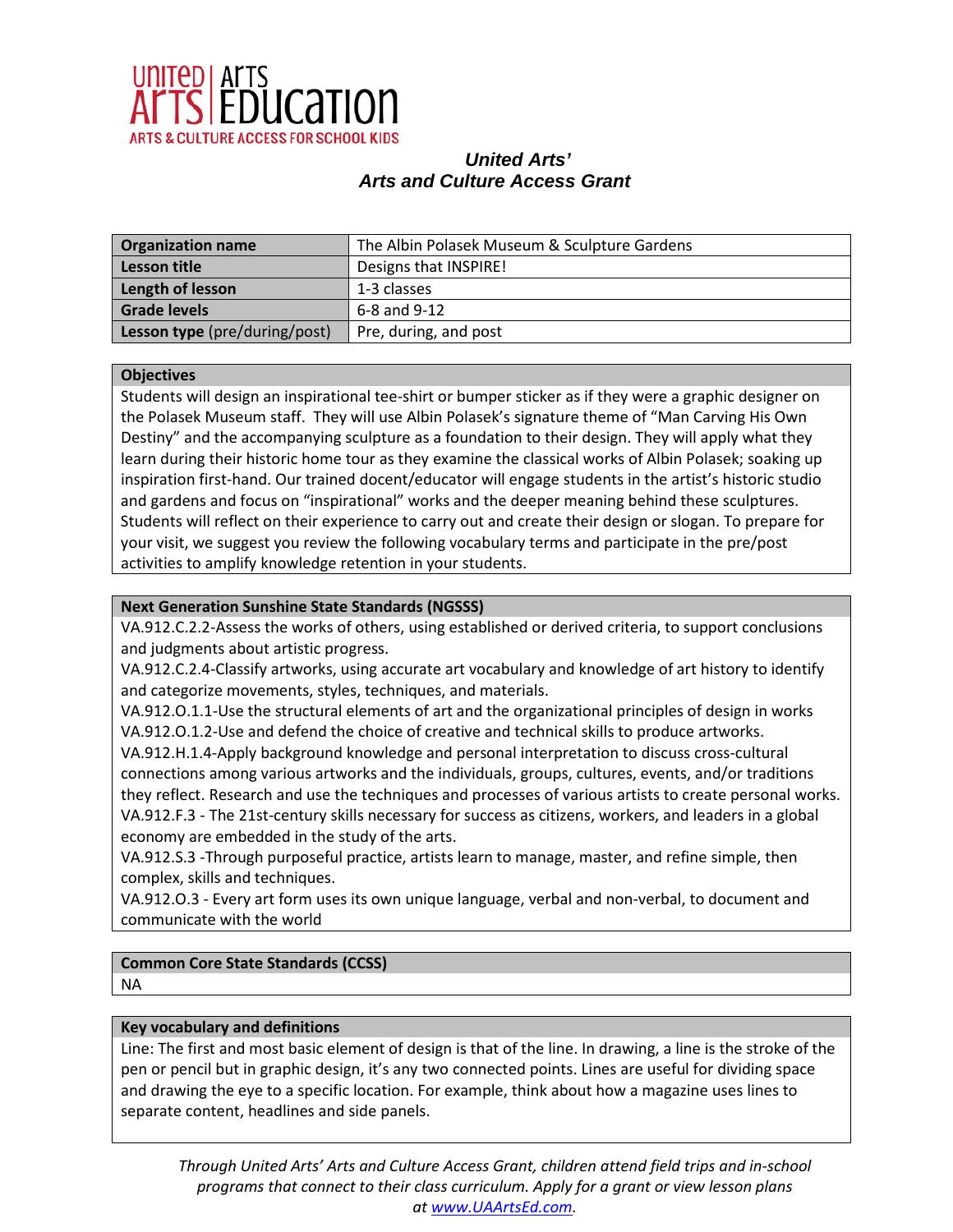UNITED ARTS | ARTS EDUCATION
ARTS & CULTURE ACCESS FOR SCHOOL KIDS

# *United Arts'*
# *Arts and Culture Access Grant*

| **Organization name** | The Albin Polasek Museum & Sculpture Gardens |
|---|---|
| **Lesson title** | Designs that INSPIRE! |
| **Length of lesson** | 1-3 classes |
| **Grade levels** | 6-8 and 9-12 |
| **Lesson type** (pre/during/post) | Pre, during, and post |

**Objectives**

Students will design an inspirational tee-shirt or bumper sticker as if they were a graphic designer on the Polasek Museum staff. They will use Albin Polasek's signature theme of "Man Carving His Own Destiny" and the accompanying sculpture as a foundation to their design. They will apply what they learn during their historic home tour as they examine the classical works of Albin Polasek; soaking up inspiration first-hand. Our trained docent/educator will engage students in the artist's historic studio and gardens and focus on "inspirational" works and the deeper meaning behind these sculptures. Students will reflect on their experience to carry out and create their design or slogan. To prepare for your visit, we suggest you review the following vocabulary terms and participate in the pre/post activities to amplify knowledge retention in your students.

**Next Generation Sunshine State Standards (NGSSS)**

VA.912.C.2.2-Assess the works of others, using established or derived criteria, to support conclusions and judgments about artistic progress.

VA.912.C.2.4-Classify artworks, using accurate art vocabulary and knowledge of art history to identify and categorize movements, styles, techniques, and materials.

VA.912.O.1.1-Use the structural elements of art and the organizational principles of design in works

VA.912.O.1.2-Use and defend the choice of creative and technical skills to produce artworks.

VA.912.H.1.4-Apply background knowledge and personal interpretation to discuss cross-cultural connections among various artworks and the individuals, groups, cultures, events, and/or traditions they reflect. Research and use the techniques and processes of various artists to create personal works.

VA.912.F.3 - The 21st-century skills necessary for success as citizens, workers, and leaders in a global economy are embedded in the study of the arts.

VA.912.S.3 -Through purposeful practice, artists learn to manage, master, and refine simple, then complex, skills and techniques.

VA.912.O.3 - Every art form uses its own unique language, verbal and non-verbal, to document and communicate with the world

**Common Core State Standards (CCSS)**

NA

**Key vocabulary and definitions**

Line: The first and most basic element of design is that of the line. In drawing, a line is the stroke of the pen or pencil but in graphic design, it's any two connected points. Lines are useful for dividing space and drawing the eye to a specific location. For example, think about how a magazine uses lines to separate content, headlines and side panels.

*Through United Arts' Arts and Culture Access Grant, children attend field trips and in-school programs that connect to their class curriculum. Apply for a grant or view lesson plans at [www.UAArtsEd.com](http://www.UAArtsEd.com).*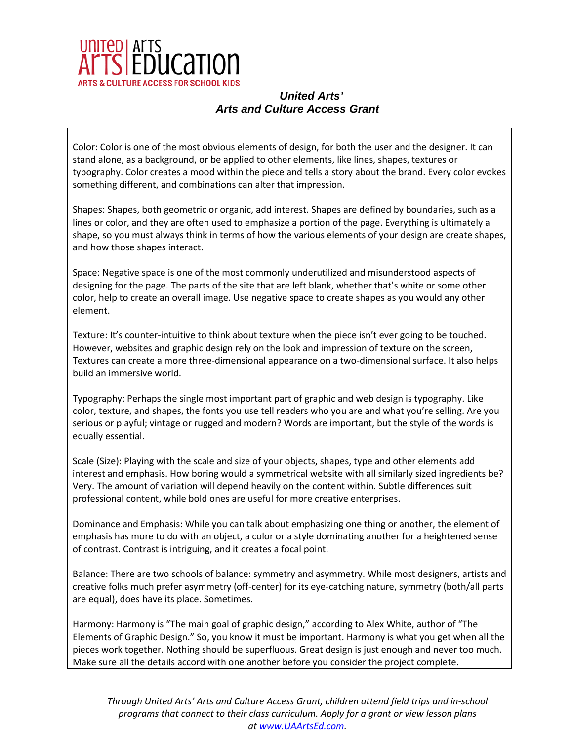Color: Color is one of the most obvious elements of design, for both the user and the designer. It can stand alone, as a background, or be applied to other elements, like lines, shapes, textures or typography. Color creates a mood within the piece and tells a story about the brand. Every color evokes something different, and combinations can alter that impression.

Shapes: Shapes, both geometric or organic, add interest. Shapes are defined by boundaries, such as a lines or color, and they are often used to emphasize a portion of the page. Everything is ultimately a shape, so you must always think in terms of how the various elements of your design are create shapes, and how those shapes interact.

Space: Negative space is one of the most commonly underutilized and misunderstood aspects of designing for the page. The parts of the site that are left blank, whether that's white or some other color, help to create an overall image. Use negative space to create shapes as you would any other element.

Texture: It's counter-intuitive to think about texture when the piece isn't ever going to be touched. However, websites and graphic design rely on the look and impression of texture on the screen, Textures can create a more three-dimensional appearance on a two-dimensional surface. It also helps build an immersive world.

Typography: Perhaps the single most important part of graphic and web design is typography. Like color, texture, and shapes, the fonts you use tell readers who you are and what you're selling. Are you serious or playful; vintage or rugged and modern? Words are important, but the style of the words is equally essential.

Scale (Size): Playing with the scale and size of your objects, shapes, type and other elements add interest and emphasis. How boring would a symmetrical website with all similarly sized ingredients be? Very. The amount of variation will depend heavily on the content within. Subtle differences suit professional content, while bold ones are useful for more creative enterprises.

Dominance and Emphasis: While you can talk about emphasizing one thing or another, the element of emphasis has more to do with an object, a color or a style dominating another for a heightened sense of contrast. Contrast is intriguing, and it creates a focal point.

Balance: There are two schools of balance: symmetry and asymmetry. While most designers, artists and creative folks much prefer asymmetry (off-center) for its eye-catching nature, symmetry (both/all parts are equal), does have its place. Sometimes.

Harmony: Harmony is "The main goal of graphic design," according to Alex White, author of "The Elements of Graphic Design." So, you know it must be important. Harmony is what you get when all the pieces work together. Nothing should be superfluous. Great design is just enough and never too much. Make sure all the details accord with one another before you consider the project complete.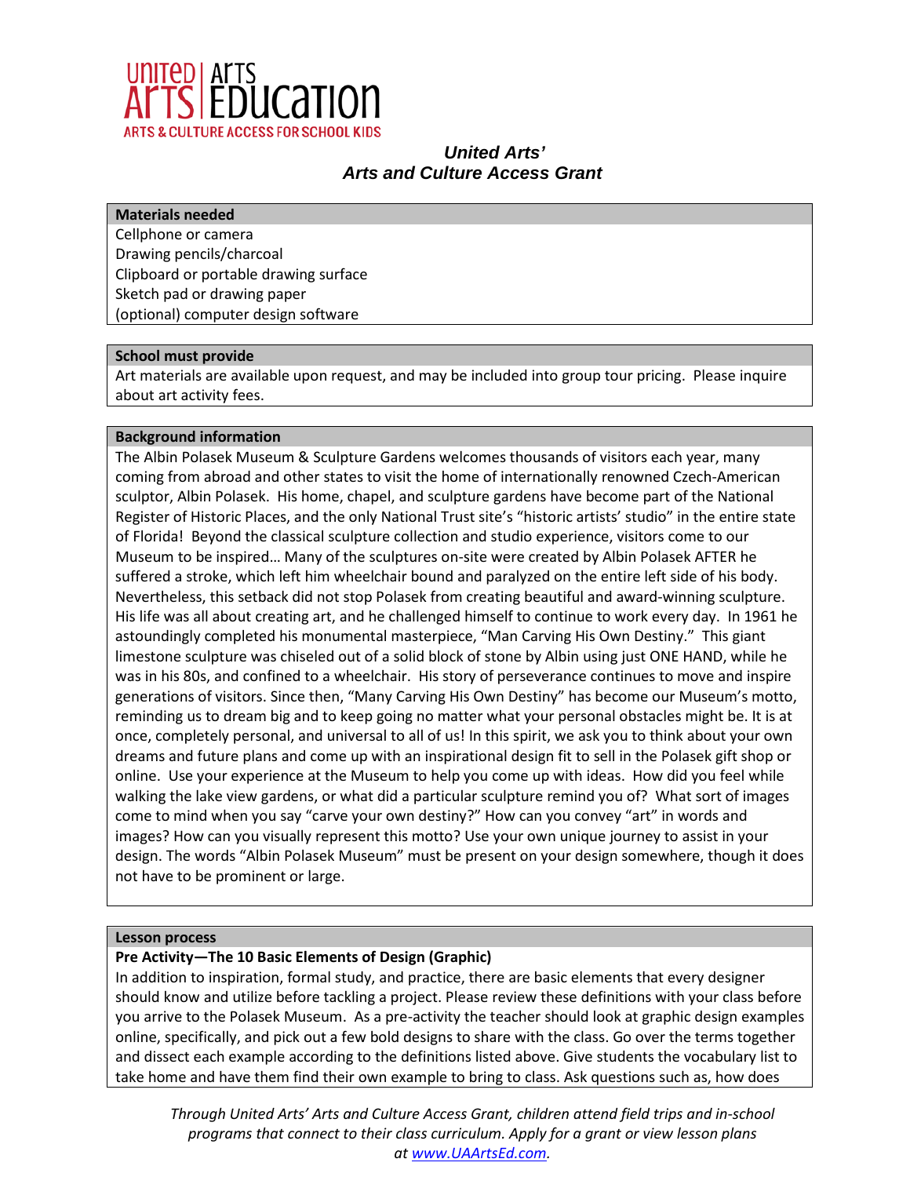# United Arts'
# Arts and Culture Access Grant

**Materials needed**

Cellphone or camera
Drawing pencils/charcoal
Clipboard or portable drawing surface
Sketch pad or drawing paper
(optional) computer design software

**School must provide**

Art materials are available upon request, and may be included into group tour pricing. Please inquire about art activity fees.

**Background information**

The Albin Polasek Museum & Sculpture Gardens welcomes thousands of visitors each year, many coming from abroad and other states to visit the home of internationally renowned Czech-American sculptor, Albin Polasek. His home, chapel, and sculpture gardens have become part of the National Register of Historic Places, and the only National Trust site's "historic artists' studio" in the entire state of Florida! Beyond the classical sculpture collection and studio experience, visitors come to our Museum to be inspired… Many of the sculptures on-site were created by Albin Polasek AFTER he suffered a stroke, which left him wheelchair bound and paralyzed on the entire left side of his body. Nevertheless, this setback did not stop Polasek from creating beautiful and award-winning sculpture. His life was all about creating art, and he challenged himself to continue to work every day. In 1961 he astoundingly completed his monumental masterpiece, "Man Carving His Own Destiny." This giant limestone sculpture was chiseled out of a solid block of stone by Albin using just ONE HAND, while he was in his 80s, and confined to a wheelchair. His story of perseverance continues to move and inspire generations of visitors. Since then, "Many Carving His Own Destiny" has become our Museum's motto, reminding us to dream big and to keep going no matter what your personal obstacles might be. It is at once, completely personal, and universal to all of us! In this spirit, we ask you to think about your own dreams and future plans and come up with an inspirational design fit to sell in the Polasek gift shop or online. Use your experience at the Museum to help you come up with ideas. How did you feel while walking the lake view gardens, or what did a particular sculpture remind you of? What sort of images come to mind when you say "carve your own destiny?" How can you convey "art" in words and images? How can you visually represent this motto? Use your own unique journey to assist in your design. The words "Albin Polasek Museum" must be present on your design somewhere, though it does not have to be prominent or large.

**Lesson process**

**Pre Activity—The 10 Basic Elements of Design (Graphic)**

In addition to inspiration, formal study, and practice, there are basic elements that every designer should know and utilize before tackling a project. Please review these definitions with your class before you arrive to the Polasek Museum. As a pre-activity the teacher should look at graphic design examples online, specifically, and pick out a few bold designs to share with the class. Go over the terms together and dissect each example according to the definitions listed above. Give students the vocabulary list to take home and have them find their own example to bring to class. Ask questions such as, how does

*Through United Arts' Arts and Culture Access Grant, children attend field trips and in-school programs that connect to their class curriculum. Apply for a grant or view lesson plans at www.UAArtsEd.com.*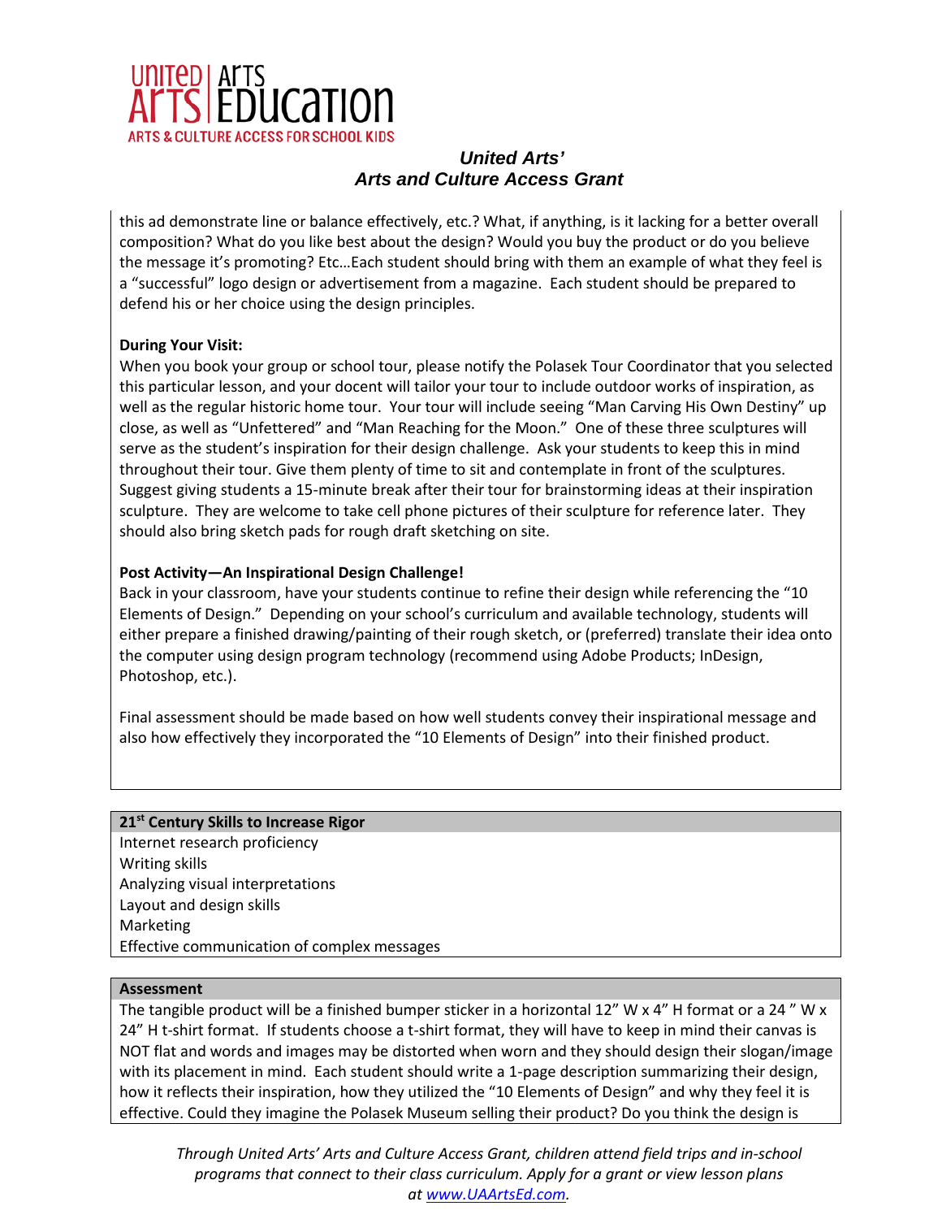this ad demonstrate line or balance effectively, etc.? What, if anything, is it lacking for a better overall composition? What do you like best about the design? Would you buy the product or do you believe the message it's promoting? Etc…Each student should bring with them an example of what they feel is a "successful" logo design or advertisement from a magazine. Each student should be prepared to defend his or her choice using the design principles.

**During Your Visit:**
When you book your group or school tour, please notify the Polasek Tour Coordinator that you selected this particular lesson, and your docent will tailor your tour to include outdoor works of inspiration, as well as the regular historic home tour. Your tour will include seeing "Man Carving His Own Destiny" up close, as well as "Unfettered" and "Man Reaching for the Moon." One of these three sculptures will serve as the student's inspiration for their design challenge. Ask your students to keep this in mind throughout their tour. Give them plenty of time to sit and contemplate in front of the sculptures. Suggest giving students a 15-minute break after their tour for brainstorming ideas at their inspiration sculpture. They are welcome to take cell phone pictures of their sculpture for reference later. They should also bring sketch pads for rough draft sketching on site.

**Post Activity—An Inspirational Design Challenge!**
Back in your classroom, have your students continue to refine their design while referencing the "10 Elements of Design." Depending on your school's curriculum and available technology, students will either prepare a finished drawing/painting of their rough sketch, or (preferred) translate their idea onto the computer using design program technology (recommend using Adobe Products; InDesign, Photoshop, etc.).

Final assessment should be made based on how well students convey their inspirational message and also how effectively they incorporated the "10 Elements of Design" into their finished product.

**21st Century Skills to Increase Rigor**

Internet research proficiency
Writing skills
Analyzing visual interpretations
Layout and design skills
Marketing
Effective communication of complex messages

**Assessment**

The tangible product will be a finished bumper sticker in a horizontal 12" W x 4" H format or a 24 " W x 24" H t-shirt format. If students choose a t-shirt format, they will have to keep in mind their canvas is NOT flat and words and images may be distorted when worn and they should design their slogan/image with its placement in mind. Each student should write a 1-page description summarizing their design, how it reflects their inspiration, how they utilized the "10 Elements of Design" and why they feel it is effective. Could they imagine the Polasek Museum selling their product? Do you think the design is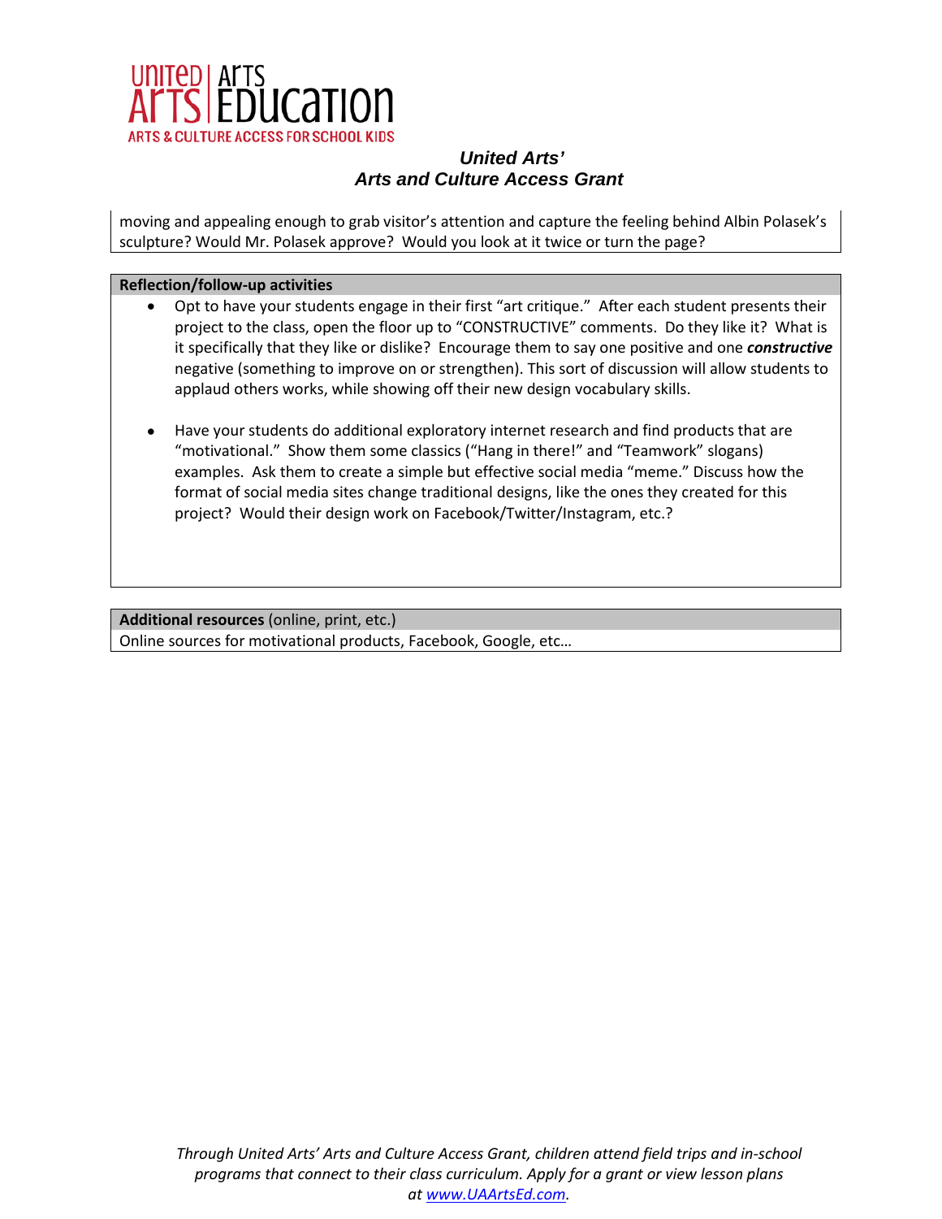moving and appealing enough to grab visitor's attention and capture the feeling behind Albin Polasek's sculpture? Would Mr. Polasek approve? Would you look at it twice or turn the page?

**Reflection/follow-up activities**

- Opt to have your students engage in their first "art critique." After each student presents their project to the class, open the floor up to "CONSTRUCTIVE" comments. Do they like it? What is it specifically that they like or dislike? Encourage them to say one positive and one ***constructive*** negative (something to improve on or strengthen). This sort of discussion will allow students to applaud others works, while showing off their new design vocabulary skills.

- Have your students do additional exploratory internet research and find products that are "motivational." Show them some classics ("Hang in there!" and "Teamwork" slogans) examples. Ask them to create a simple but effective social media "meme." Discuss how the format of social media sites change traditional designs, like the ones they created for this project? Would their design work on Facebook/Twitter/Instagram, etc.?

**Additional resources** (online, print, etc.)

Online sources for motivational products, Facebook, Google, etc…